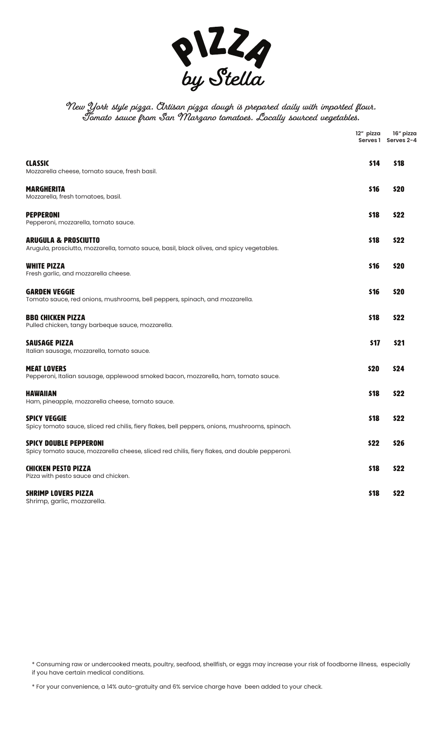# PIZZA by Stella

*New York style pizza. Artisan pizza dough is prepared daily with imported flour. Tomato sauce from San Marzano tomatoes. Locally sourced vegetables.*

| | 12" pizza Serves 1 | 16" pizza Serves 2-4 |
|---|---|---|
| **CLASSIC**<br>Mozzarella cheese, tomato sauce, fresh basil. | $14 | $18 |
| **MARGHERITA**<br>Mozzarella, fresh tomatoes, basil. | $16 | $20 |
| **PEPPERONI**<br>Pepperoni, mozzarella, tomato sauce. | $18 | $22 |
| **ARUGULA & PROSCIUTTO**<br>Arugula, prosciutto, mozzarella, tomato sauce, basil, black olives, and spicy vegetables. | $18 | $22 |
| **WHITE PIZZA**<br>Fresh garlic, and mozzarella cheese. | $16 | $20 |
| **GARDEN VEGGIE**<br>Tomato sauce, red onions, mushrooms, bell peppers, spinach, and mozzarella. | $16 | $20 |
| **BBQ CHICKEN PIZZA**<br>Pulled chicken, tangy barbeque sauce, mozzarella. | $18 | $22 |
| **SAUSAGE PIZZA**<br>Italian sausage, mozzarella, tomato sauce. | $17 | $21 |
| **MEAT LOVERS**<br>Pepperoni, Italian sausage, applewood smoked bacon, mozzarella, ham, tomato sauce. | $20 | $24 |
| **HAWAIIAN**<br>Ham, pineapple, mozzarella cheese, tomato sauce. | $18 | $22 |
| **SPICY VEGGIE**<br>Spicy tomato sauce, sliced red chilis, fiery flakes, bell peppers, onions, mushrooms, spinach. | $18 | $22 |
| **SPICY DOUBLE PEPPERONI**<br>Spicy tomato sauce, mozzarella cheese, sliced red chilis, fiery flakes, and double pepperoni. | $22 | $26 |
| **CHICKEN PESTO PIZZA**<br>Pizza with pesto sauce and chicken. | $18 | $22 |
| **SHRIMP LOVERS PIZZA**<br>Shrimp, garlic, mozzarella. | $18 | $22 |

* Consuming raw or undercooked meats, poultry, seafood, shellfish, or eggs may increase your risk of foodborne illness, especially if you have certain medical conditions.

* For your convenience, a 14% auto-gratuity and 6% service charge have been added to your check.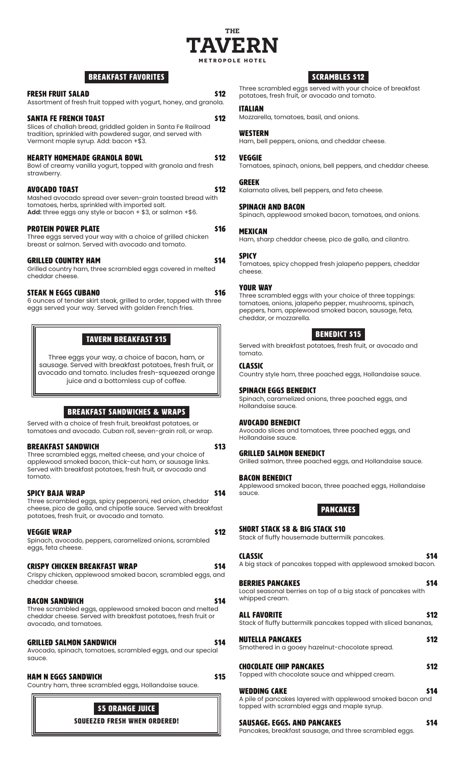# THE TAVERN

METROPOLE HOTEL

## BREAKFAST FAVORITES

### FRESH FRUIT SALAD — $12
Assortment of fresh fruit topped with yogurt, honey, and granola.

### SANTA FE FRENCH TOAST — $12
Slices of challah bread, griddled golden in Santa Fe Railroad tradition, sprinkled with powdered sugar, and served with Vermont maple syrup. Add: bacon +$3.

### HEARTY HOMEMADE GRANOLA BOWL — $12
Bowl of creamy vanilla yogurt, topped with granola and fresh strawberry.

### AVOCADO TOAST — $12
Mashed avocado spread over seven-grain toasted bread with tomatoes, herbs, sprinkled with imported salt.
**Add:** three eggs any style or bacon + $3, or salmon +$6.

### PROTEIN POWER PLATE — $16
Three eggs served your way with a choice of grilled chicken breast or salmon. Served with avocado and tomato.

### GRILLED COUNTRY HAM — $14
Grilled country ham, three scrambled eggs covered in melted cheddar cheese.

### STEAK N EGGS CUBANO — $16
6 ounces of tender skirt steak, grilled to order, topped with three eggs served your way. Served with golden French fries.

## TAVERN BREAKFAST $15

Three eggs your way, a choice of bacon, ham, or sausage. Served with breakfast potatoes, fresh fruit, or avocado and tomato. Includes fresh-squeezed orange juice and a bottomless cup of coffee.

## BREAKFAST SANDWICHES & WRAPS

Served with a choice of fresh fruit, breakfast potatoes, or tomatoes and avocado. Cuban roll, seven-grain roll, or wrap.

### BREAKFAST SANDWICH — $13
Three scrambled eggs, melted cheese, and your choice of applewood smoked bacon, thick-cut ham, or sausage links. Served with breakfast potatoes, fresh fruit, or avocado and tomato.

### SPICY BAJA WRAP — $14
Three scrambled eggs, spicy pepperoni, red onion, cheddar cheese, pico de gallo, and chipotle sauce. Served with breakfast potatoes, fresh fruit, or avocado and tomato.

### VEGGIE WRAP — $12
Spinach, avocado, peppers, caramelized onions, scrambled eggs, feta cheese.

### CRISPY CHICKEN BREAKFAST WRAP — $14
Crispy chicken, applewood smoked bacon, scrambled eggs, and cheddar cheese.

### BACON SANDWICH — $14
Three scrambled eggs, applewood smoked bacon and melted cheddar cheese. Served with breakfast potatoes, fresh fruit or avocado, and tomatoes.

### GRILLED SALMON SANDWICH — $14
Avocado, spinach, tomatoes, scrambled eggs, and our special sauce.

### HAM N EGGS SANDWICH — $15
Country ham, three scrambled eggs, Hollandaise sauce.

## $5 ORANGE JUICE

**SQUEEZED FRESH WHEN ORDERED!**

## SCRAMBLES $12

Three scrambled eggs served with your choice of breakfast potatoes, fresh fruit, or avocado and tomato.

### ITALIAN
Mozzarella, tomatoes, basil, and onions.

### WESTERN
Ham, bell peppers, onions, and cheddar cheese.

### VEGGIE
Tomatoes, spinach, onions, bell peppers, and cheddar cheese.

### GREEK
Kalamata olives, bell peppers, and feta cheese.

### SPINACH AND BACON
Spinach, applewood smoked bacon, tomatoes, and onions.

### MEXICAN
Ham, sharp cheddar cheese, pico de gallo, and cilantro.

### SPICY
Tomatoes, spicy chopped fresh jalapeño peppers, cheddar cheese.

### YOUR WAY
Three scrambled eggs with your choice of three toppings: tomatoes, onions, jalapeño pepper, mushrooms, spinach, peppers, ham, applewood smoked bacon, sausage, feta, cheddar, or mozzarella.

## BENEDICT $15

Served with breakfast potatoes, fresh fruit, or avocado and tomato.

### CLASSIC
Country style ham, three poached eggs, Hollandaise sauce.

### SPINACH EGGS BENEDICT
Spinach, caramelized onions, three poached eggs, and Hollandaise sauce.

### AVOCADO BENEDICT
Avocado slices and tomatoes, three poached eggs, and Hollandaise sauce.

### GRILLED SALMON BENEDICT
Grilled salmon, three poached eggs, and Hollandaise sauce.

### BACON BENEDICT
Applewood smoked bacon, three poached eggs, Hollandaise sauce.

## PANCAKES

### SHORT STACK $8 & BIG STACK $10
Stack of fluffy housemade buttermilk pancakes.

### CLASSIC — $14
A big stack of pancakes topped with applewood smoked bacon.

### BERRIES PANCAKES — $14
Local seasonal berries on top of a big stack of pancakes with whipped cream.

### ALL FAVORITE — $12
Stack of fluffy buttermilk pancakes topped with sliced bananas,

### NUTELLA PANCAKES — $12
Smothered in a gooey hazelnut-chocolate spread.

### CHOCOLATE CHIP PANCAKES — $12
Topped with chocolate sauce and whipped cream.

### WEDDING CAKE — $14
A pile of pancakes layered with applewood smoked bacon and topped with scrambled eggs and maple syrup.

### SAUSAGE, EGGS, AND PANCAKES — $14
Pancakes, breakfast sausage, and three scrambled eggs.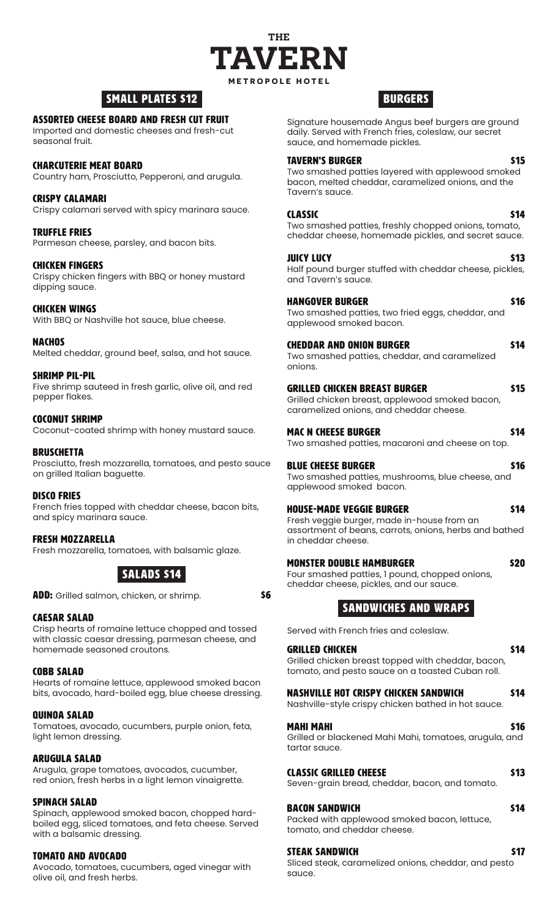# THE TAVERN

METROPOLE HOTEL

## SMALL PLATES $12

### ASSORTED CHEESE BOARD AND FRESH CUT FRUIT
Imported and domestic cheeses and fresh-cut seasonal fruit.

### CHARCUTERIE MEAT BOARD
Country ham, Prosciutto, Pepperoni, and arugula.

### CRISPY CALAMARI
Crispy calamari served with spicy marinara sauce.

### TRUFFLE FRIES
Parmesan cheese, parsley, and bacon bits.

### CHICKEN FINGERS
Crispy chicken fingers with BBQ or honey mustard dipping sauce.

### CHICKEN WINGS
With BBQ or Nashville hot sauce, blue cheese.

### NACHOS
Melted cheddar, ground beef, salsa, and hot sauce.

### SHRIMP PIL-PIL
Five shrimp sauteed in fresh garlic, olive oil, and red pepper flakes.

### COCONUT SHRIMP
Coconut-coated shrimp with honey mustard sauce.

### BRUSCHETTA
Prosciutto, fresh mozzarella, tomatoes, and pesto sauce on grilled Italian baguette.

### DISCO FRIES
French fries topped with cheddar cheese, bacon bits, and spicy marinara sauce.

### FRESH MOZZARELLA
Fresh mozzarella, tomatoes, with balsamic glaze.

## SALADS $14

**ADD:** Grilled salmon, chicken, or shrimp. **$6**

### CAESAR SALAD
Crisp hearts of romaine lettuce chopped and tossed with classic caesar dressing, parmesan cheese, and homemade seasoned croutons.

### COBB SALAD
Hearts of romaine lettuce, applewood smoked bacon bits, avocado, hard-boiled egg, blue cheese dressing.

### QUINOA SALAD
Tomatoes, avocado, cucumbers, purple onion, feta, light lemon dressing.

### ARUGULA SALAD
Arugula, grape tomatoes, avocados, cucumber, red onion, fresh herbs in a light lemon vinaigrette.

### SPINACH SALAD
Spinach, applewood smoked bacon, chopped hard-boiled egg, sliced tomatoes, and feta cheese. Served with a balsamic dressing.

### TOMATO AND AVOCADO
Avocado, tomatoes, cucumbers, aged vinegar with olive oil, and fresh herbs.

## BURGERS

Signature housemade Angus beef burgers are ground daily. Served with French fries, coleslaw, our secret sauce, and homemade pickles.

### TAVERN'S BURGER — $15
Two smashed patties layered with applewood smoked bacon, melted cheddar, caramelized onions, and the Tavern's sauce.

### CLASSIC — $14
Two smashed patties, freshly chopped onions, tomato, cheddar cheese, homemade pickles, and secret sauce.

### JUICY LUCY — $13
Half pound burger stuffed with cheddar cheese, pickles, and Tavern's sauce.

### HANGOVER BURGER — $16
Two smashed patties, two fried eggs, cheddar, and applewood smoked bacon.

### CHEDDAR AND ONION BURGER — $14
Two smashed patties, cheddar, and caramelized onions.

### GRILLED CHICKEN BREAST BURGER — $15
Grilled chicken breast, applewood smoked bacon, caramelized onions, and cheddar cheese.

### MAC N CHEESE BURGER — $14
Two smashed patties, macaroni and cheese on top.

### BLUE CHEESE BURGER — $16
Two smashed patties, mushrooms, blue cheese, and applewood smoked bacon.

### HOUSE-MADE VEGGIE BURGER — $14
Fresh veggie burger, made in-house from an assortment of beans, carrots, onions, herbs and bathed in cheddar cheese.

### MONSTER DOUBLE HAMBURGER — $20
Four smashed patties, 1 pound, chopped onions, cheddar cheese, pickles, and our sauce.

## SANDWICHES AND WRAPS

Served with French fries and coleslaw.

### GRILLED CHICKEN — $14
Grilled chicken breast topped with cheddar, bacon, tomato, and pesto sauce on a toasted Cuban roll.

### NASHVILLE HOT CRISPY CHICKEN SANDWICH — $14
Nashville-style crispy chicken bathed in hot sauce.

### MAHI MAHI — $16
Grilled or blackened Mahi Mahi, tomatoes, arugula, and tartar sauce.

### CLASSIC GRILLED CHEESE — $13
Seven-grain bread, cheddar, bacon, and tomato.

### BACON SANDWICH — $14
Packed with applewood smoked bacon, lettuce, tomato, and cheddar cheese.

### STEAK SANDWICH — $17
Sliced steak, caramelized onions, cheddar, and pesto sauce.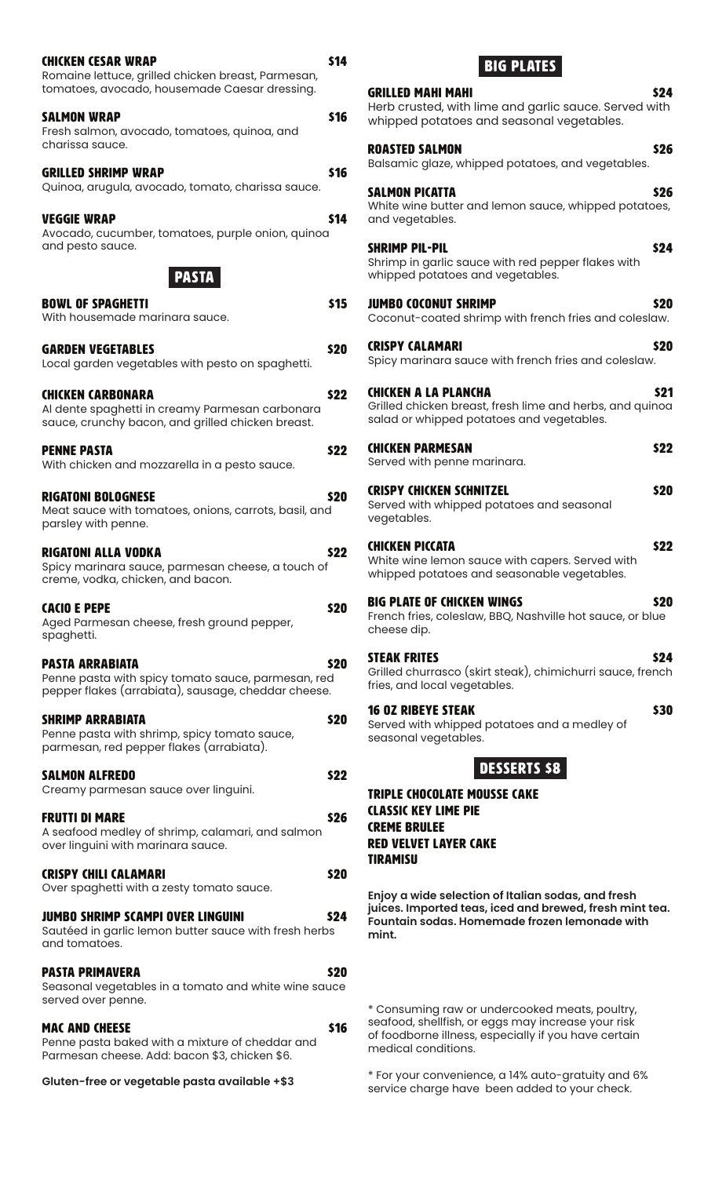**CHICKEN CESAR WRAP** $14
Romaine lettuce, grilled chicken breast, Parmesan, tomatoes, avocado, housemade Caesar dressing.

**SALMON WRAP** $16
Fresh salmon, avocado, tomatoes, quinoa, and charissa sauce.

**GRILLED SHRIMP WRAP** $16
Quinoa, arugula, avocado, tomato, charissa sauce.

**VEGGIE WRAP** $14
Avocado, cucumber, tomatoes, purple onion, quinoa and pesto sauce.

## PASTA

**BOWL OF SPAGHETTI** $15
With housemade marinara sauce.

**GARDEN VEGETABLES** $20
Local garden vegetables with pesto on spaghetti.

**CHICKEN CARBONARA** $22
Al dente spaghetti in creamy Parmesan carbonara sauce, crunchy bacon, and grilled chicken breast.

**PENNE PASTA** $22
With chicken and mozzarella in a pesto sauce.

**RIGATONI BOLOGNESE** $20
Meat sauce with tomatoes, onions, carrots, basil, and parsley with penne.

**RIGATONI ALLA VODKA** $22
Spicy marinara sauce, parmesan cheese, a touch of creme, vodka, chicken, and bacon.

**CACIO E PEPE** $20
Aged Parmesan cheese, fresh ground pepper, spaghetti.

**PASTA ARRABIATA** $20
Penne pasta with spicy tomato sauce, parmesan, red pepper flakes (arrabiata), sausage, cheddar cheese.

**SHRIMP ARRABIATA** $20
Penne pasta with shrimp, spicy tomato sauce, parmesan, red pepper flakes (arrabiata).

**SALMON ALFREDO** $22
Creamy parmesan sauce over linguini.

**FRUTTI DI MARE** $26
A seafood medley of shrimp, calamari, and salmon over linguini with marinara sauce.

**CRISPY CHILI CALAMARI** $20
Over spaghetti with a zesty tomato sauce.

**JUMBO SHRIMP SCAMPI OVER LINGUINI** $24
Sautéed in garlic lemon butter sauce with fresh herbs and tomatoes.

**PASTA PRIMAVERA** $20
Seasonal vegetables in a tomato and white wine sauce served over penne.

**MAC AND CHEESE** $16
Penne pasta baked with a mixture of cheddar and Parmesan cheese. Add: bacon $3, chicken $6.

**Gluten-free or vegetable pasta available +$3**

## BIG PLATES

**GRILLED MAHI MAHI** $24
Herb crusted, with lime and garlic sauce. Served with whipped potatoes and seasonal vegetables.

**ROASTED SALMON** $26
Balsamic glaze, whipped potatoes, and vegetables.

**SALMON PICATTA** $26
White wine butter and lemon sauce, whipped potatoes, and vegetables.

**SHRIMP PIL-PIL** $24
Shrimp in garlic sauce with red pepper flakes with whipped potatoes and vegetables.

**JUMBO COCONUT SHRIMP** $20
Coconut-coated shrimp with french fries and coleslaw.

**CRISPY CALAMARI** $20
Spicy marinara sauce with french fries and coleslaw.

**CHICKEN A LA PLANCHA** $21
Grilled chicken breast, fresh lime and herbs, and quinoa salad or whipped potatoes and vegetables.

**CHICKEN PARMESAN** $22
Served with penne marinara.

**CRISPY CHICKEN SCHNITZEL** $20
Served with whipped potatoes and seasonal vegetables.

**CHICKEN PICCATA** $22
White wine lemon sauce with capers. Served with whipped potatoes and seasonable vegetables.

**BIG PLATE OF CHICKEN WINGS** $20
French fries, coleslaw, BBQ, Nashville hot sauce, or blue cheese dip.

**STEAK FRITES** $24
Grilled churrasco (skirt steak), chimichurri sauce, french fries, and local vegetables.

**16 OZ RIBEYE STEAK** $30
Served with whipped potatoes and a medley of seasonal vegetables.

## DESSERTS $8

**TRIPLE CHOCOLATE MOUSSE CAKE**
**CLASSIC KEY LIME PIE**
**CREME BRULEE**
**RED VELVET LAYER CAKE**
**TIRAMISU**

**Enjoy a wide selection of Italian sodas, and fresh juices. Imported teas, iced and brewed, fresh mint tea. Fountain sodas. Homemade frozen lemonade with mint.**

* Consuming raw or undercooked meats, poultry, seafood, shellfish, or eggs may increase your risk of foodborne illness, especially if you have certain medical conditions.

* For your convenience, a 14% auto-gratuity and 6% service charge have been added to your check.